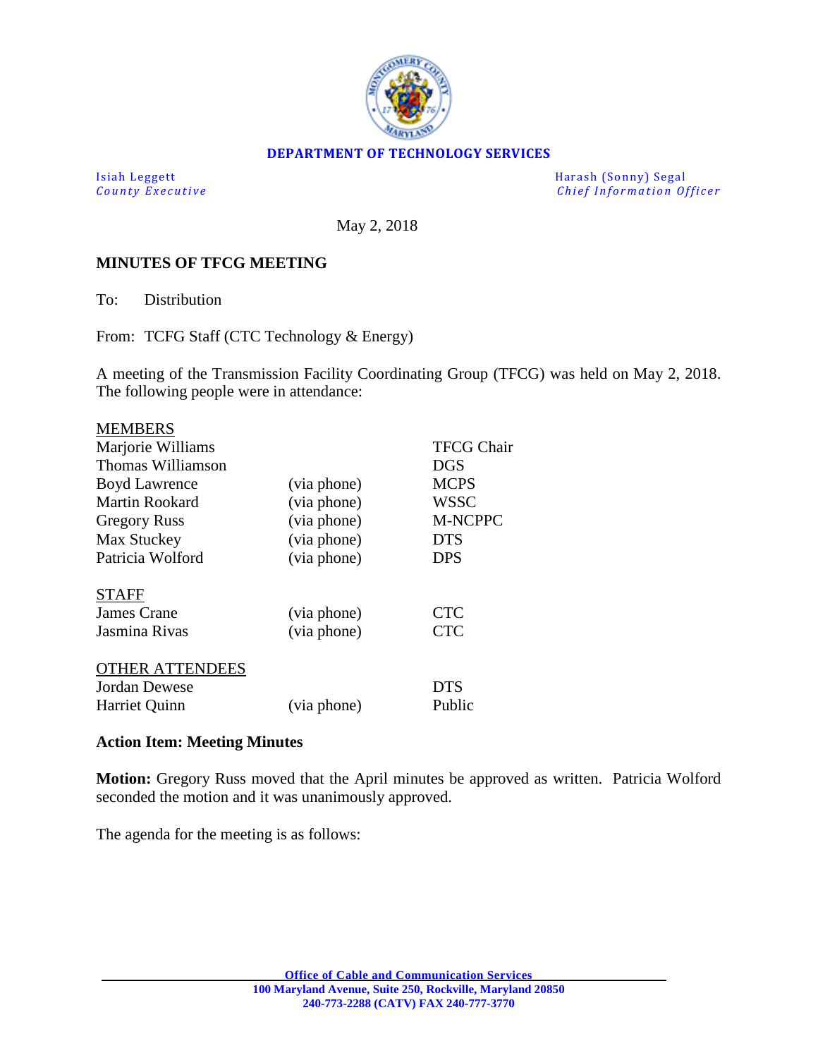**DEPARTMENT OF TECHNOLOGY SERVICES**

Isiah Leggett
*County Executive*

Harash (Sonny) Segal
*Chief Information Officer*

May 2, 2018

**MINUTES OF TFCG MEETING**

To: Distribution

From: TCFG Staff (CTC Technology & Energy)

A meeting of the Transmission Facility Coordinating Group (TFCG) was held on May 2, 2018. The following people were in attendance:

| MEMBERS | | |
|---|---|---|
| Marjorie Williams | | TFCG Chair |
| Thomas Williamson | | DGS |
| Boyd Lawrence | (via phone) | MCPS |
| Martin Rookard | (via phone) | WSSC |
| Gregory Russ | (via phone) | M-NCPPC |
| Max Stuckey | (via phone) | DTS |
| Patricia Wolford | (via phone) | DPS |
| **STAFF** | | |
| James Crane | (via phone) | CTC |
| Jasmina Rivas | (via phone) | CTC |
| **OTHER ATTENDEES** | | |
| Jordan Dewese | | DTS |
| Harriet Quinn | (via phone) | Public |

**Action Item: Meeting Minutes**

**Motion:** Gregory Russ moved that the April minutes be approved as written. Patricia Wolford seconded the motion and it was unanimously approved.

The agenda for the meeting is as follows: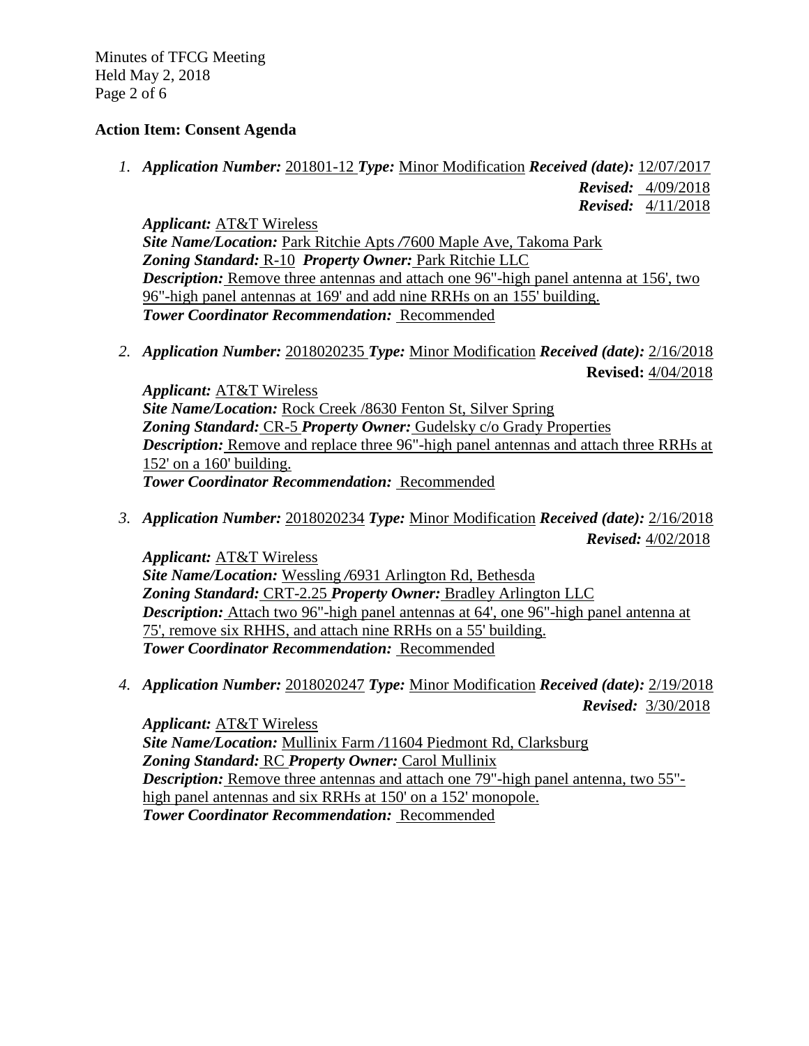**Action Item: Consent Agenda**

1. ***Application Number:*** 201801-12 ***Type:*** Minor Modification ***Received (date):*** 12/07/2017
   ***Revised:*** 4/09/2018
   ***Revised:*** 4/11/2018

   ***Applicant:*** AT&T Wireless
   ***Site Name/Location:*** Park Ritchie Apts /7600 Maple Ave, Takoma Park
   ***Zoning Standard:*** R-10 ***Property Owner:*** Park Ritchie LLC
   ***Description:*** Remove three antennas and attach one 96"-high panel antenna at 156', two 96"-high panel antennas at 169' and add nine RRHs on an 155' building.
   ***Tower Coordinator Recommendation:*** Recommended

2. ***Application Number:*** 2018020235 ***Type:*** Minor Modification ***Received (date):*** 2/16/2018
   **Revised:** 4/04/2018

   ***Applicant:*** AT&T Wireless
   ***Site Name/Location:*** Rock Creek /8630 Fenton St, Silver Spring
   ***Zoning Standard:*** CR-5 ***Property Owner:*** Gudelsky c/o Grady Properties
   ***Description:*** Remove and replace three 96"-high panel antennas and attach three RRHs at 152' on a 160' building.
   ***Tower Coordinator Recommendation:*** Recommended

3. ***Application Number:*** 2018020234 ***Type:*** Minor Modification ***Received (date):*** 2/16/2018
   ***Revised:*** 4/02/2018

   ***Applicant:*** AT&T Wireless
   ***Site Name/Location:*** Wessling /6931 Arlington Rd, Bethesda
   ***Zoning Standard:*** CRT-2.25 ***Property Owner:*** Bradley Arlington LLC
   ***Description:*** Attach two 96"-high panel antennas at 64', one 96"-high panel antenna at 75', remove six RHHS, and attach nine RRHs on a 55' building.
   ***Tower Coordinator Recommendation:*** Recommended

4. ***Application Number:*** 2018020247 ***Type:*** Minor Modification ***Received (date):*** 2/19/2018
   ***Revised:*** 3/30/2018

   ***Applicant:*** AT&T Wireless
   ***Site Name/Location:*** Mullinix Farm /11604 Piedmont Rd, Clarksburg
   ***Zoning Standard:*** RC ***Property Owner:*** Carol Mullinix
   ***Description:*** Remove three antennas and attach one 79"-high panel antenna, two 55"-high panel antennas and six RRHs at 150' on a 152' monopole.
   ***Tower Coordinator Recommendation:*** Recommended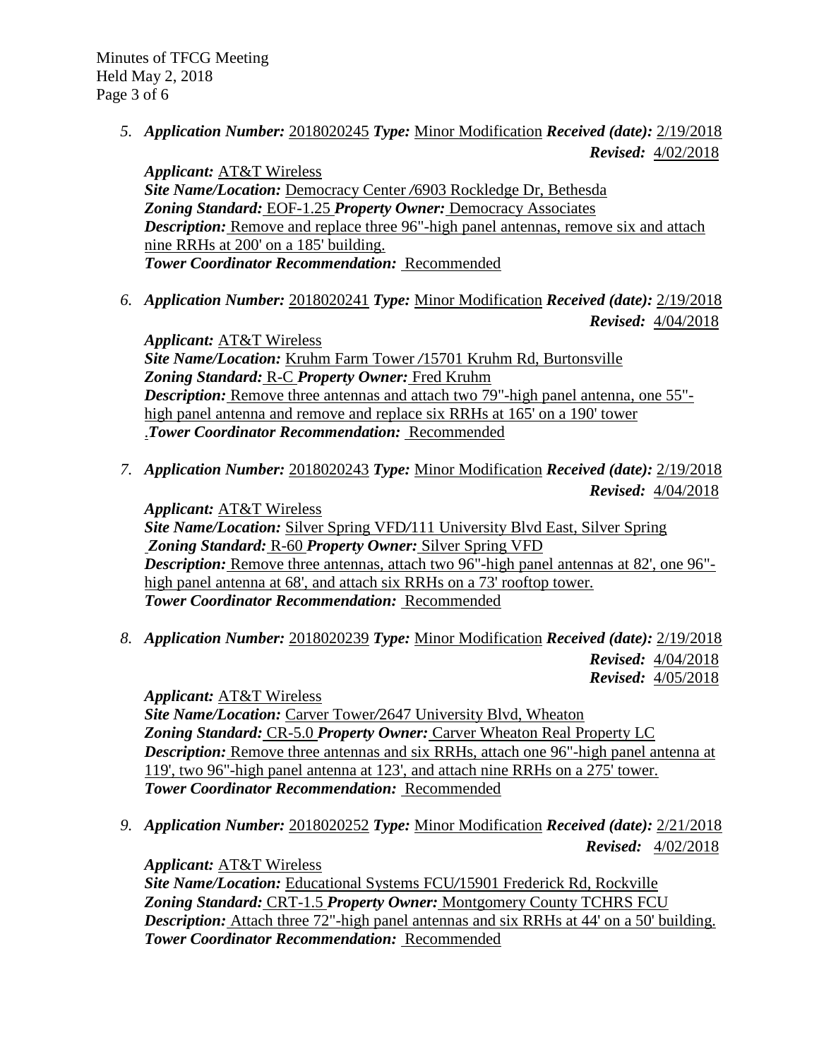5. ***Application Number:*** 2018020245 ***Type:*** Minor Modification ***Received (date):*** 2/19/2018
   ***Revised:*** 4/02/2018

   ***Applicant:*** AT&T Wireless
   ***Site Name/Location:*** Democracy Center /6903 Rockledge Dr, Bethesda
   ***Zoning Standard:*** EOF-1.25 ***Property Owner:*** Democracy Associates
   ***Description:*** Remove and replace three 96"-high panel antennas, remove six and attach nine RRHs at 200' on a 185' building.
   ***Tower Coordinator Recommendation:*** Recommended

6. ***Application Number:*** 2018020241 ***Type:*** Minor Modification ***Received (date):*** 2/19/2018
   ***Revised:*** 4/04/2018

   ***Applicant:*** AT&T Wireless
   ***Site Name/Location:*** Kruhm Farm Tower /15701 Kruhm Rd, Burtonsville
   ***Zoning Standard:*** R-C ***Property Owner:*** Fred Kruhm
   ***Description:*** Remove three antennas and attach two 79"-high panel antenna, one 55"-high panel antenna and remove and replace six RRHs at 165' on a 190' tower
   .***Tower Coordinator Recommendation:*** Recommended

7. ***Application Number:*** 2018020243 ***Type:*** Minor Modification ***Received (date):*** 2/19/2018
   ***Revised:*** 4/04/2018

   ***Applicant:*** AT&T Wireless
   ***Site Name/Location:*** Silver Spring VFD/111 University Blvd East, Silver Spring
   ***Zoning Standard:*** R-60 ***Property Owner:*** Silver Spring VFD
   ***Description:*** Remove three antennas, attach two 96"-high panel antennas at 82', one 96"-high panel antenna at 68', and attach six RRHs on a 73' rooftop tower.
   ***Tower Coordinator Recommendation:*** Recommended

8. ***Application Number:*** 2018020239 ***Type:*** Minor Modification ***Received (date):*** 2/19/2018
   ***Revised:*** 4/04/2018
   ***Revised:*** 4/05/2018

   ***Applicant:*** AT&T Wireless
   ***Site Name/Location:*** Carver Tower/2647 University Blvd, Wheaton
   ***Zoning Standard:*** CR-5.0 ***Property Owner:*** Carver Wheaton Real Property LC
   ***Description:*** Remove three antennas and six RRHs, attach one 96"-high panel antenna at 119', two 96"-high panel antenna at 123', and attach nine RRHs on a 275' tower.
   ***Tower Coordinator Recommendation:*** Recommended

9. ***Application Number:*** 2018020252 ***Type:*** Minor Modification ***Received (date):*** 2/21/2018
   ***Revised:*** 4/02/2018

   ***Applicant:*** AT&T Wireless
   ***Site Name/Location:*** Educational Systems FCU/15901 Frederick Rd, Rockville
   ***Zoning Standard:*** CRT-1.5 ***Property Owner:*** Montgomery County TCHRS FCU
   ***Description:*** Attach three 72"-high panel antennas and six RRHs at 44' on a 50' building.
   ***Tower Coordinator Recommendation:*** Recommended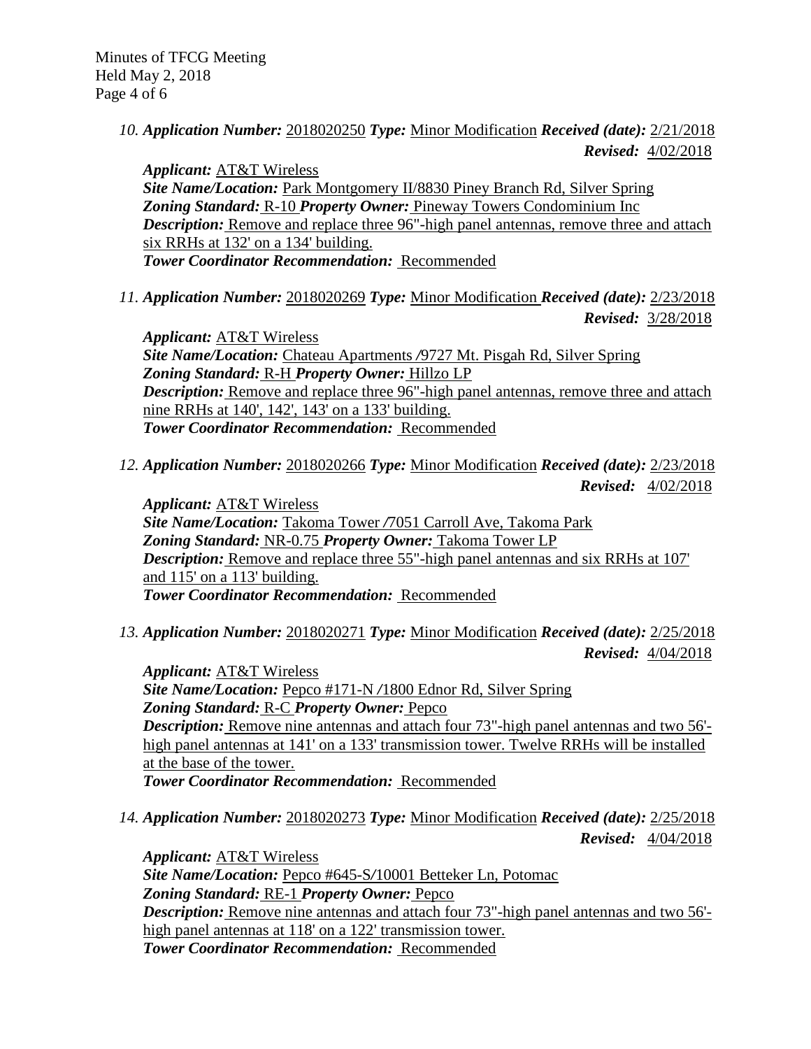10. ***Application Number:*** 2018020250 ***Type:*** Minor Modification ***Received (date):*** 2/21/2018 ***Revised:*** 4/02/2018

***Applicant:*** AT&T Wireless
***Site Name/Location:*** Park Montgomery II/8830 Piney Branch Rd, Silver Spring
***Zoning Standard:*** R-10 ***Property Owner:*** Pineway Towers Condominium Inc
***Description:*** Remove and replace three 96"-high panel antennas, remove three and attach six RRHs at 132' on a 134' building.
***Tower Coordinator Recommendation:*** Recommended

11. ***Application Number:*** 2018020269 ***Type:*** Minor Modification ***Received (date):*** 2/23/2018 ***Revised:*** 3/28/2018

***Applicant:*** AT&T Wireless
***Site Name/Location:*** Chateau Apartments /9727 Mt. Pisgah Rd, Silver Spring
***Zoning Standard:*** R-H ***Property Owner:*** Hillzo LP
***Description:*** Remove and replace three 96"-high panel antennas, remove three and attach nine RRHs at 140', 142', 143' on a 133' building.
***Tower Coordinator Recommendation:*** Recommended

12. ***Application Number:*** 2018020266 ***Type:*** Minor Modification ***Received (date):*** 2/23/2018 ***Revised:*** 4/02/2018

***Applicant:*** AT&T Wireless
***Site Name/Location:*** Takoma Tower /7051 Carroll Ave, Takoma Park
***Zoning Standard:*** NR-0.75 ***Property Owner:*** Takoma Tower LP
***Description:*** Remove and replace three 55"-high panel antennas and six RRHs at 107' and 115' on a 113' building.
***Tower Coordinator Recommendation:*** Recommended

13. ***Application Number:*** 2018020271 ***Type:*** Minor Modification ***Received (date):*** 2/25/2018 ***Revised:*** 4/04/2018

***Applicant:*** AT&T Wireless
***Site Name/Location:*** Pepco #171-N /1800 Ednor Rd, Silver Spring
***Zoning Standard:*** R-C ***Property Owner:*** Pepco
***Description:*** Remove nine antennas and attach four 73"-high panel antennas and two 56'-high panel antennas at 141' on a 133' transmission tower. Twelve RRHs will be installed at the base of the tower.
***Tower Coordinator Recommendation:*** Recommended

14. ***Application Number:*** 2018020273 ***Type:*** Minor Modification ***Received (date):*** 2/25/2018 ***Revised:*** 4/04/2018

***Applicant:*** AT&T Wireless
***Site Name/Location:*** Pepco #645-S/10001 Betteker Ln, Potomac
***Zoning Standard:*** RE-1 ***Property Owner:*** Pepco
***Description:*** Remove nine antennas and attach four 73"-high panel antennas and two 56'-high panel antennas at 118' on a 122' transmission tower.
***Tower Coordinator Recommendation:*** Recommended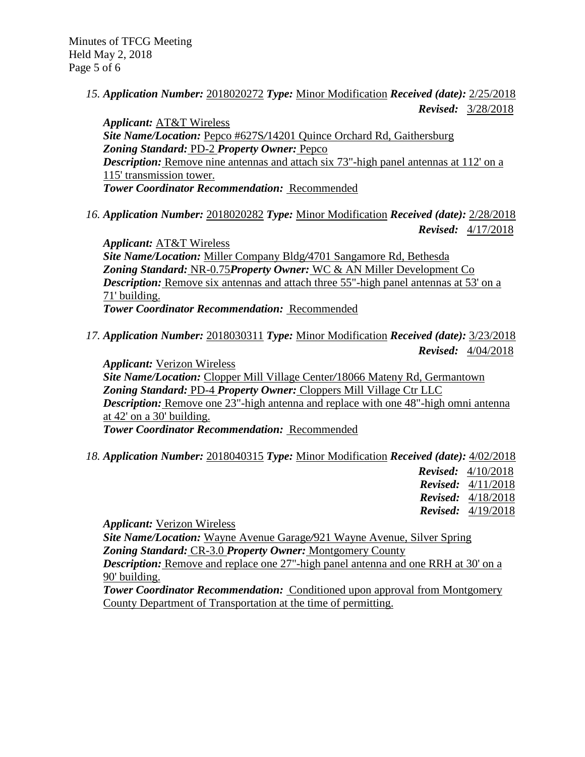15. ***Application Number:*** 2018020272 ***Type:*** Minor Modification ***Received (date):*** 2/25/2018
***Revised:*** 3/28/2018

***Applicant:*** AT&T Wireless
***Site Name/Location:*** Pepco #627S/14201 Quince Orchard Rd, Gaithersburg
***Zoning Standard:*** PD-2 ***Property Owner:*** Pepco
***Description:*** Remove nine antennas and attach six 73"-high panel antennas at 112' on a 115' transmission tower.
***Tower Coordinator Recommendation:*** Recommended

16. ***Application Number:*** 2018020282 ***Type:*** Minor Modification ***Received (date):*** 2/28/2018
***Revised:*** 4/17/2018

***Applicant:*** AT&T Wireless
***Site Name/Location:*** Miller Company Bldg/4701 Sangamore Rd, Bethesda
***Zoning Standard:*** NR-0.75 ***Property Owner:*** WC & AN Miller Development Co
***Description:*** Remove six antennas and attach three 55"-high panel antennas at 53' on a 71' building.
***Tower Coordinator Recommendation:*** Recommended

17. ***Application Number:*** 2018030311 ***Type:*** Minor Modification ***Received (date):*** 3/23/2018
***Revised:*** 4/04/2018

***Applicant:*** Verizon Wireless
***Site Name/Location:*** Clopper Mill Village Center/18066 Mateny Rd, Germantown
***Zoning Standard:*** PD-4 ***Property Owner:*** Cloppers Mill Village Ctr LLC
***Description:*** Remove one 23"-high antenna and replace with one 48"-high omni antenna at 42' on a 30' building.
***Tower Coordinator Recommendation:*** Recommended

18. ***Application Number:*** 2018040315 ***Type:*** Minor Modification ***Received (date):*** 4/02/2018
***Revised:*** 4/10/2018
***Revised:*** 4/11/2018
***Revised:*** 4/18/2018
***Revised:*** 4/19/2018

***Applicant:*** Verizon Wireless
***Site Name/Location:*** Wayne Avenue Garage/921 Wayne Avenue, Silver Spring
***Zoning Standard:*** CR-3.0 ***Property Owner:*** Montgomery County
***Description:*** Remove and replace one 27"-high panel antenna and one RRH at 30' on a 90' building.
***Tower Coordinator Recommendation:*** Conditioned upon approval from Montgomery County Department of Transportation at the time of permitting.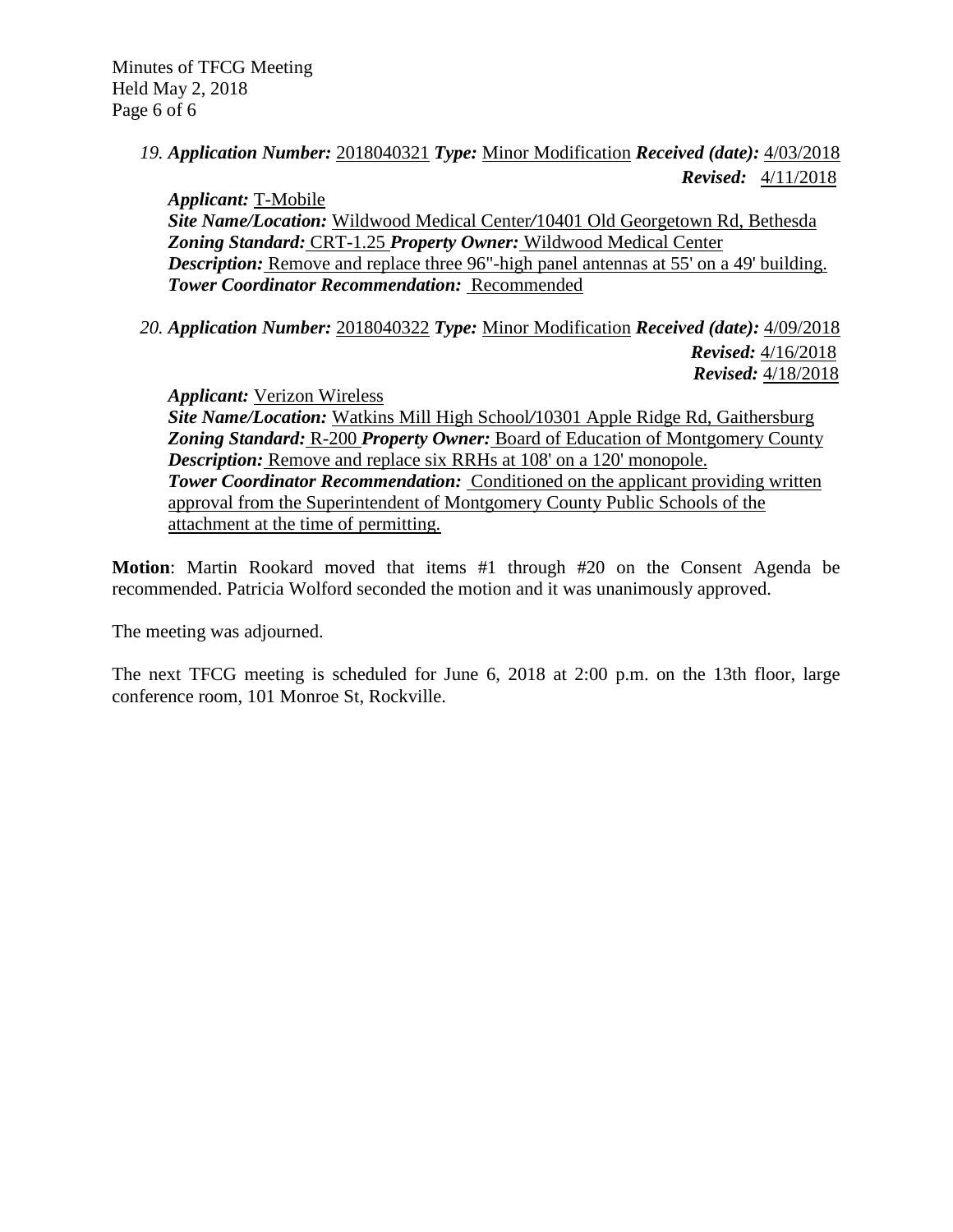19. ***Application Number:*** 2018040321 ***Type:*** Minor Modification ***Received (date):*** 4/03/2018
***Revised:*** 4/11/2018

***Applicant:*** T-Mobile
***Site Name/Location:*** Wildwood Medical Center/10401 Old Georgetown Rd, Bethesda
***Zoning Standard:*** CRT-1.25 ***Property Owner:*** Wildwood Medical Center
***Description:*** Remove and replace three 96"-high panel antennas at 55' on a 49' building.
***Tower Coordinator Recommendation:*** Recommended

20. ***Application Number:*** 2018040322 ***Type:*** Minor Modification ***Received (date):*** 4/09/2018
***Revised:*** 4/16/2018
***Revised:*** 4/18/2018

***Applicant:*** Verizon Wireless
***Site Name/Location:*** Watkins Mill High School/10301 Apple Ridge Rd, Gaithersburg
***Zoning Standard:*** R-200 ***Property Owner:*** Board of Education of Montgomery County
***Description:*** Remove and replace six RRHs at 108' on a 120' monopole.
***Tower Coordinator Recommendation:*** Conditioned on the applicant providing written approval from the Superintendent of Montgomery County Public Schools of the attachment at the time of permitting.

**Motion**: Martin Rookard moved that items #1 through #20 on the Consent Agenda be recommended. Patricia Wolford seconded the motion and it was unanimously approved.

The meeting was adjourned.

The next TFCG meeting is scheduled for June 6, 2018 at 2:00 p.m. on the 13th floor, large conference room, 101 Monroe St, Rockville.